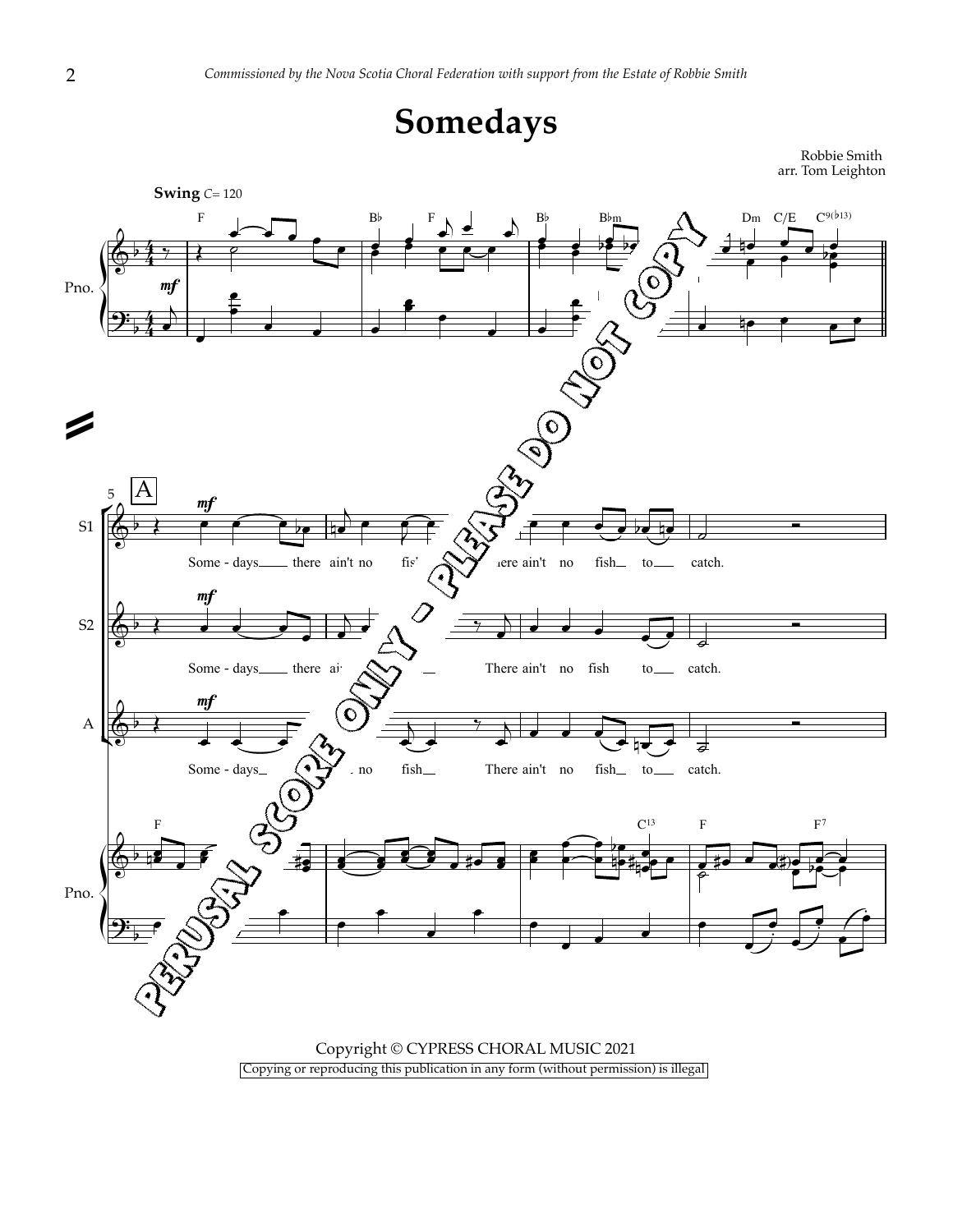*Commissioned by the Nova Scotia Choral Federation with support from the Estate of Robbie Smith*

# Somedays

Robbie Smith
arr. Tom Leighton

**Swing** = 120

PERUSAL SCORE ONLY - PLEASE DO NOT COPY

Copyright © CYPRESS CHORAL MUSIC 2021

Copying or reproducing this publication in any form (without permission) is illegal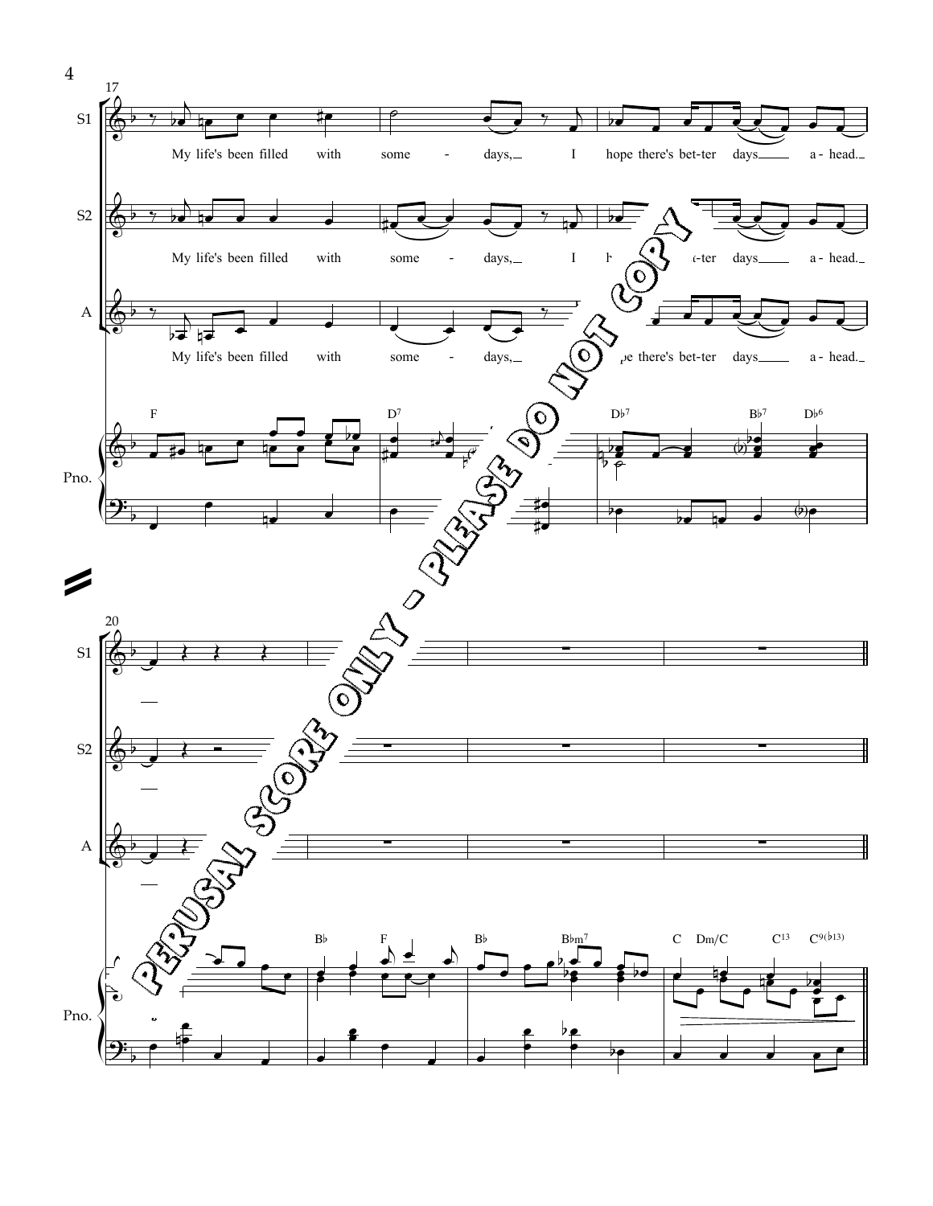17

S1

My life's been filled with some - days, I hope there's bet-ter days a - head.

S2

My life's been filled with some - days, I h ... -ter days a - head.

A

My life's been filled with some - days, ... pe there's bet-ter days a - head.

F D[7] D♭[7] B♭[7] D♭[6]

Pno.

PERUSAL SCORE ONLY - PLEASE DO NOT COPY

20

S1

S2

A

B♭ F B♭ B♭m[7] C Dm/C C[13] C[9(♭13)]

Pno.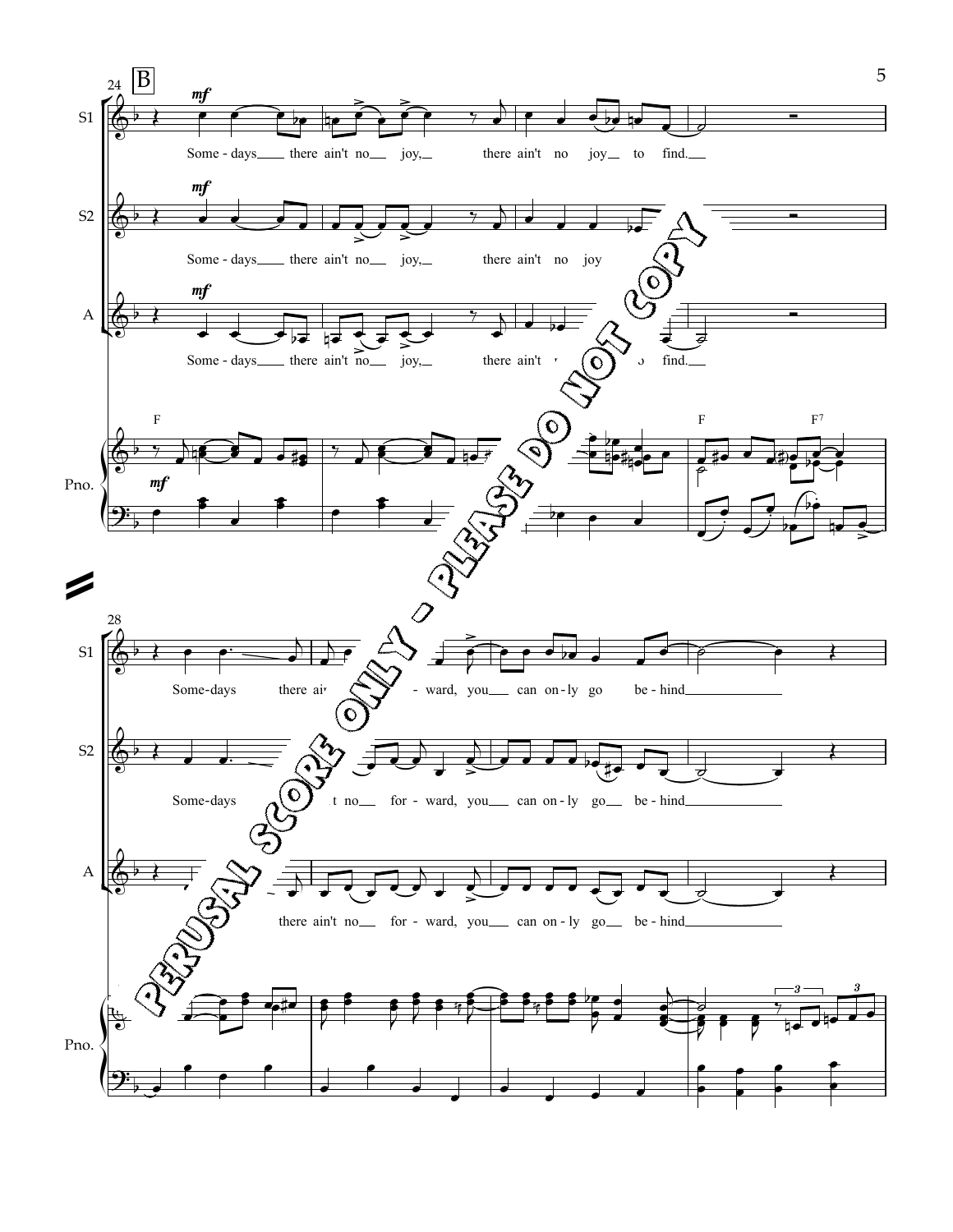**B**

S1: Some - days there ain't no joy, there ain't no joy to find.

S2: Some - days there ain't no joy, there ain't no joy

A: Some - days there ain't no joy, there ain't no joy to find.

Pno.: F F F7

S1: Some-days there ain't no for - ward, you can on - ly go be - hind

S2: Some-days there ain't no for - ward, you can on - ly go be - hind

A: Some-days there ain't no for - ward, you can on - ly go be - hind

PERUSAL SCORE ONLY - PLEASE DO NOT COPY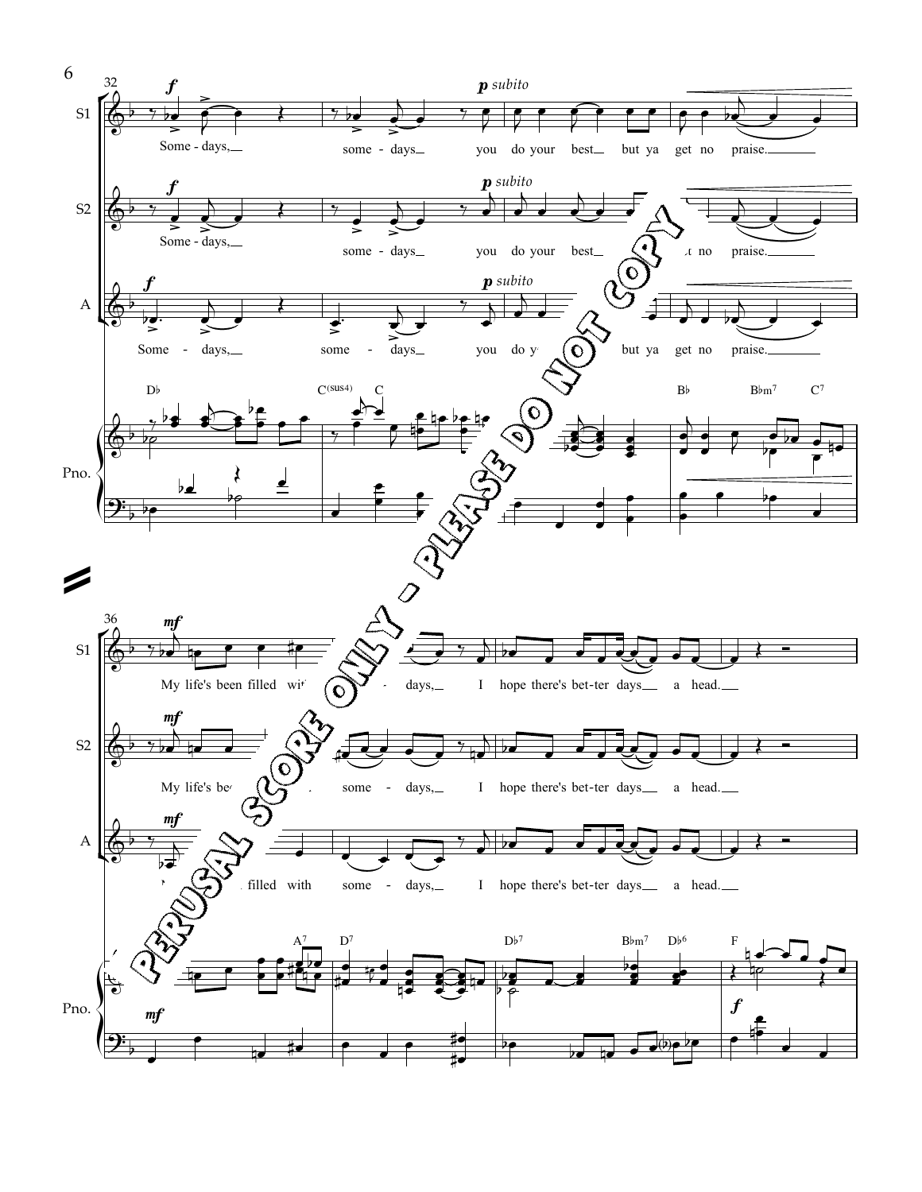32

S1: Some - days, some - days you do your best but ya get no praise.

S2: Some - days, some - days you do your best ...t no praise.

A: Some - days, some - days you do y... but ya get no praise.

Db C(sus4) C Bb Bbm7 C7

Pno.

PERUSAL SCORE ONLY - PLEASE DO NOT COPY

36

S1: My life's been filled wi... - days, I hope there's bet-ter days a head.

S2: My life's be... some - days, I hope there's bet-ter days a head.

A: ... filled with some - days, I hope there's bet-ter days a head.

A7 D7 Db7 Bbm7 Db6 F

Pno.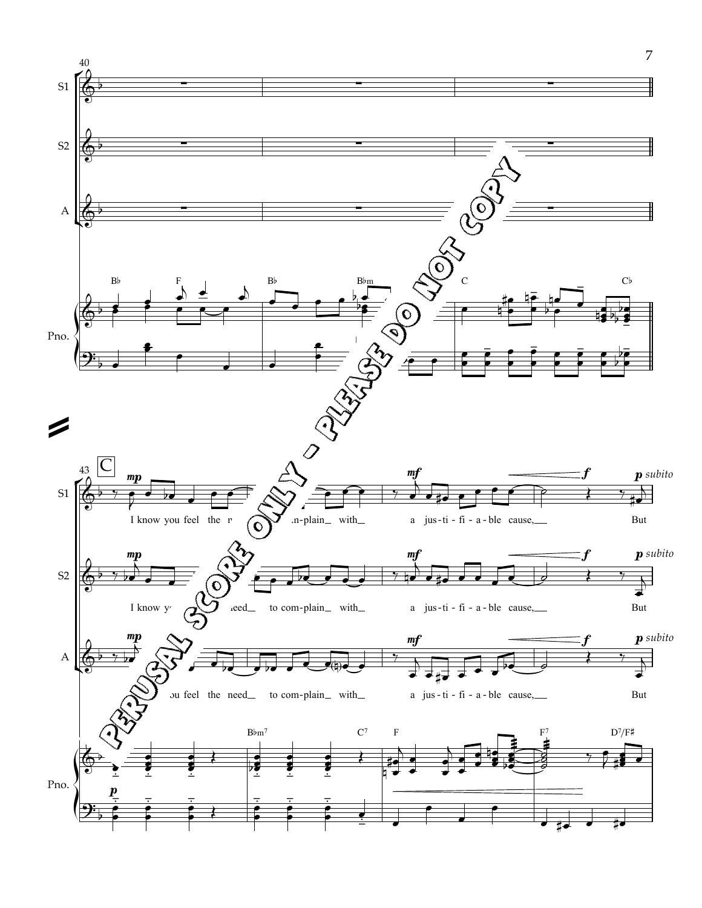PERUSAL SCORE ONLY - PLEASE DO NOT COPY

40

S1

S2

A

Pno.

B♭ F B♭ B♭m C C♭

43 C

S1: *mp* I know you feel the need to com-plain with *mf* a jus-ti-fi-a-ble cause, *f* *p subito* But

S2: *mp* I know you feel the need to com-plain with *mf* a jus-ti-fi-a-ble cause, *f* *p subito* But

A: *mp* I know you feel the need to com-plain with *mf* a jus-ti-fi-a-ble cause, *f* *p subito* But

Pno.: *p* B♭m$^7$ C$^7$ F F$^7$ D$^7$/F♯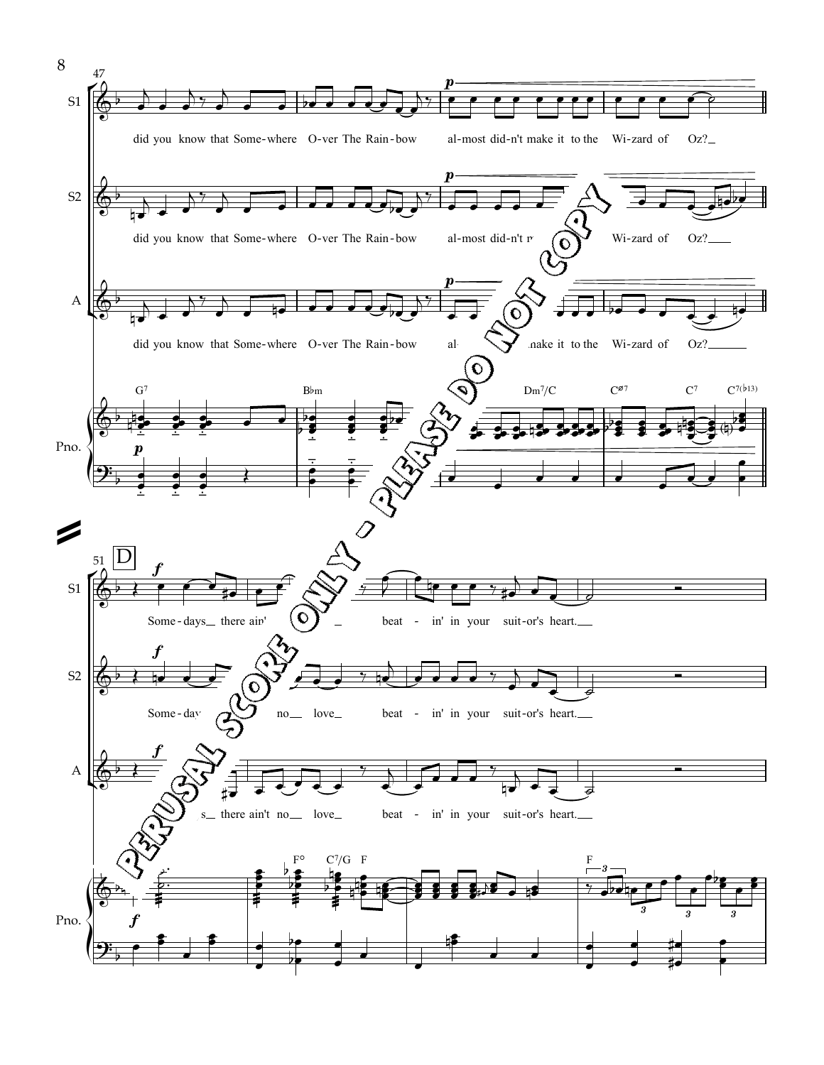47

**S1:** did you know that Some-where O-ver The Rain-bow al-most did-n't make it to the Wi-zard of Oz?

**S2:** did you know that Some-where O-ver The Rain-bow al-most did-n't m… Wi-zard of Oz?

**A:** did you know that Some-where O-ver The Rain-bow al… make it to the Wi-zard of Oz?

**Pno.:** G7 — B♭m — Dm7/C — C∅7 — C7 — C7(♭13)

51 **D**

**S1:** Some-days there ain'… beat - in' in your suit-or's heart.

**S2:** Some-day… no love beat - in' in your suit-or's heart.

**A:** …s there ain't no love beat - in' in your suit-or's heart.

**Pno.:** F° — C7/G — F — F

PERUSAL SCORE ONLY - PLEASE DO NOT COPY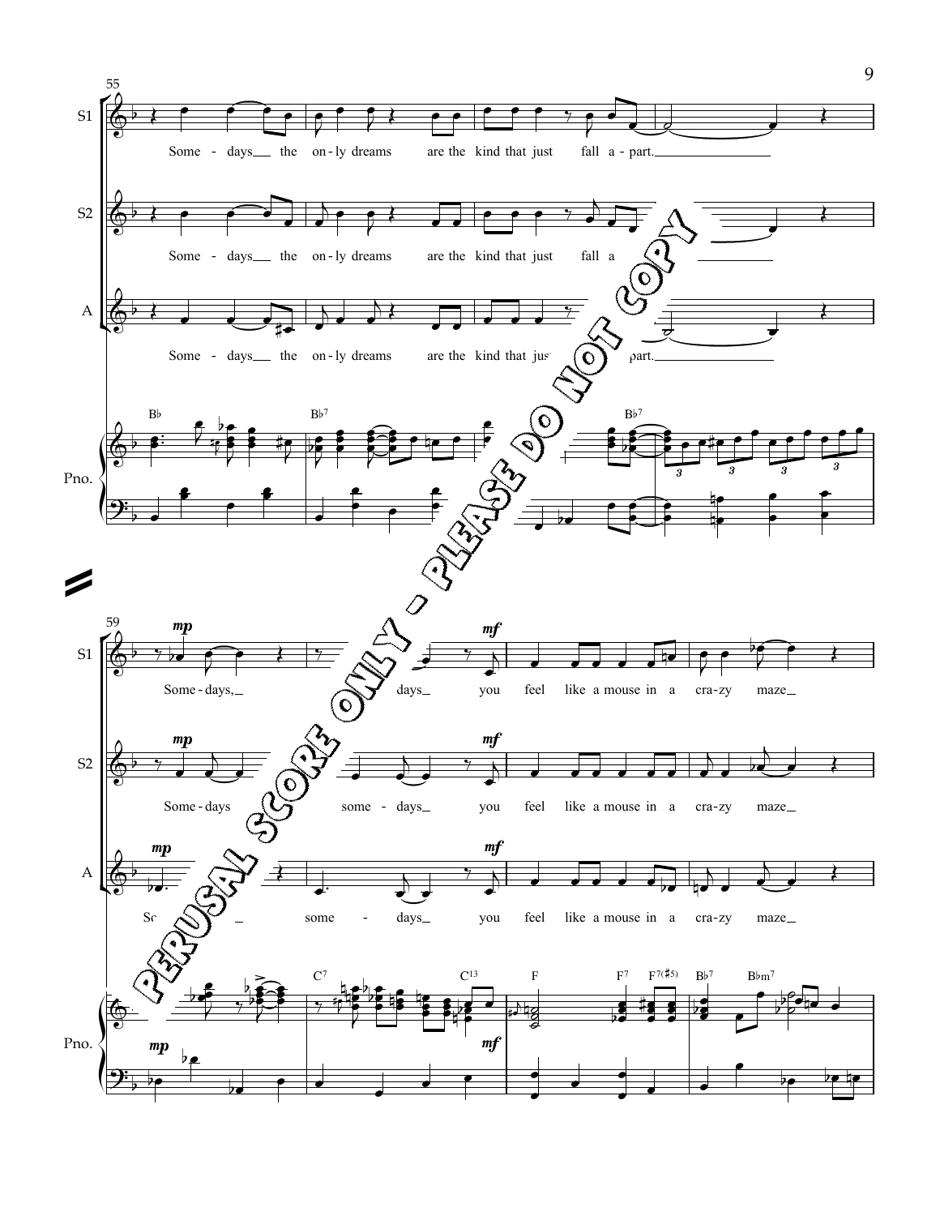55

S1

Some - days the on - ly dreams are the kind that just fall a - part.

S2

Some - days the on - ly dreams are the kind that just fall a

A

Some - days the on - ly dreams are the kind that jus part.

Pno.

B♭ B♭7 B♭7

PERUSAL SCORE ONLY - PLEASE DO NOT COPY

59

S1

*mp* *mf*

Some - days, days you feel like a mouse in a cra - zy maze

S2

*mp* *mf*

Some - days some - days you feel like a mouse in a cra - zy maze

A

*mp* *mf*

Sc some - days you feel like a mouse in a cra - zy maze

Pno.

*mp*

C7 C13 F F7 F7(♯5) B♭7 B♭m7

*mf*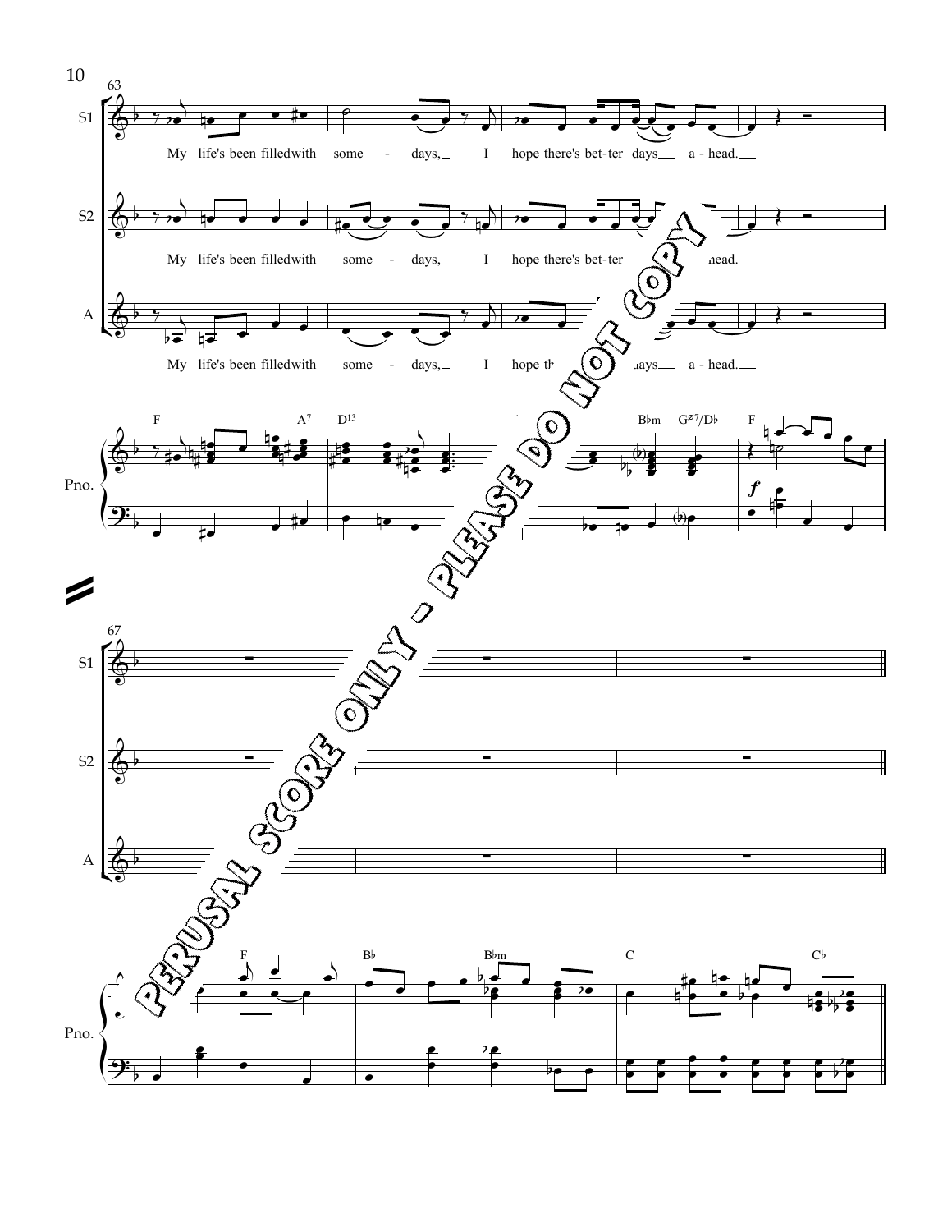S1: My life's been filled with some - days, I hope there's bet-ter days a - head.

S2: My life's been filled with some - days, I hope there's bet-ter days a - head.

A: My life's been filled with some - days, I hope there's bet-ter days a - head.

Pno.: F A⁷ D¹³ B♭m Gø⁷/D♭ F

*f*

S1

S2

A

Pno.: F B♭ B♭m C C♭

PERUSAL SCORE ONLY - PLEASE DO NOT COPY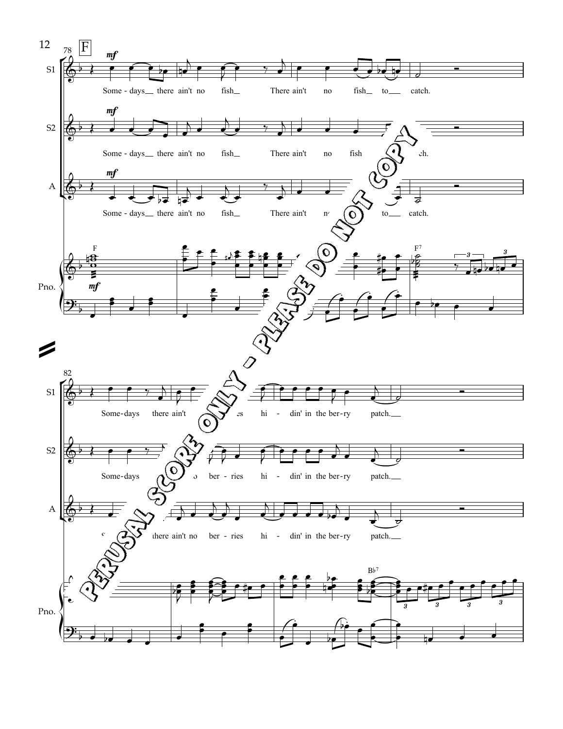F

S1: Some - days there ain't no fish There ain't no fish to catch.

S2: Some - days there ain't no fish There ain't no fish ...ch.

A: Some - days there ain't no fish There ain't n... to catch.

Pno.

S1: Some-days there ain't ...es hi - din' in the ber-ry patch.

S2: Some-days ...o ber-ries hi - din' in the ber-ry patch.

A: ...there ain't no ber-ries hi - din' in the ber-ry patch.

Pno.

PERUSAL SCORE ONLY - PLEASE DO NOT COPY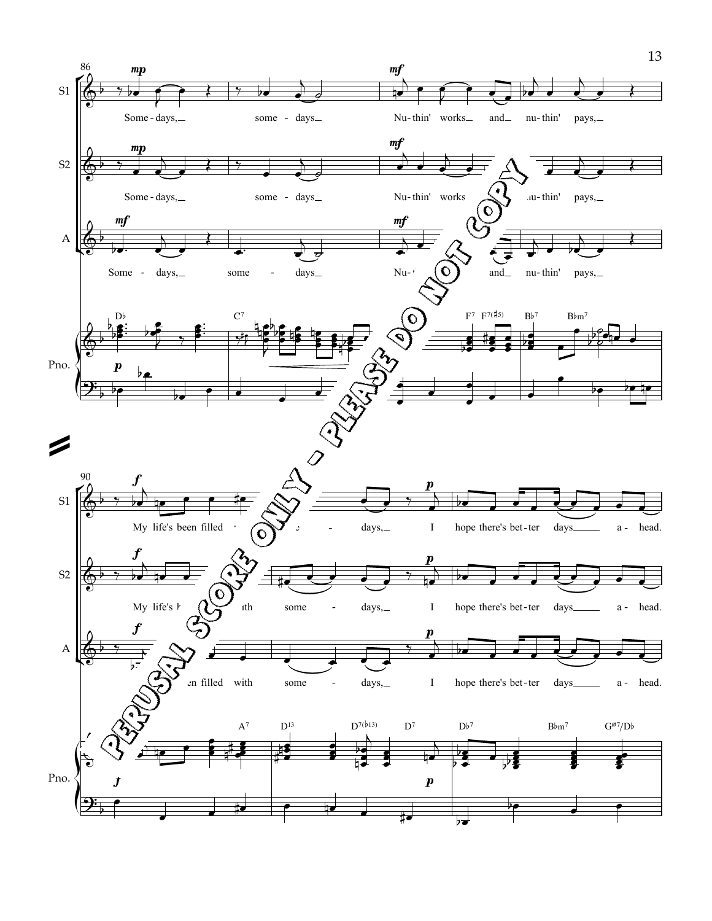86

S1: Some - days, some - days Nu - thin' works and nu - thin' pays,

S2: Some - days, some - days Nu - thin' works nu - thin' pays,

A: Some - days, some - days Nu - and nu - thin' pays,

Pno.: D♭ C7 F7 F7(♯5) B♭7 B♭m7

90

S1: My life's been filled days, I hope there's bet - ter days a - head.

S2: My life's with some - days, I hope there's bet - ter days a - head.

A: en filled with some - days, I hope there's bet - ter days a - head.

Pno.: A7 D13 D7(♭13) D7 D♭7 B♭m7 Gø7/D♭

PERUSAL SCORE ONLY - PLEASE DO NOT COPY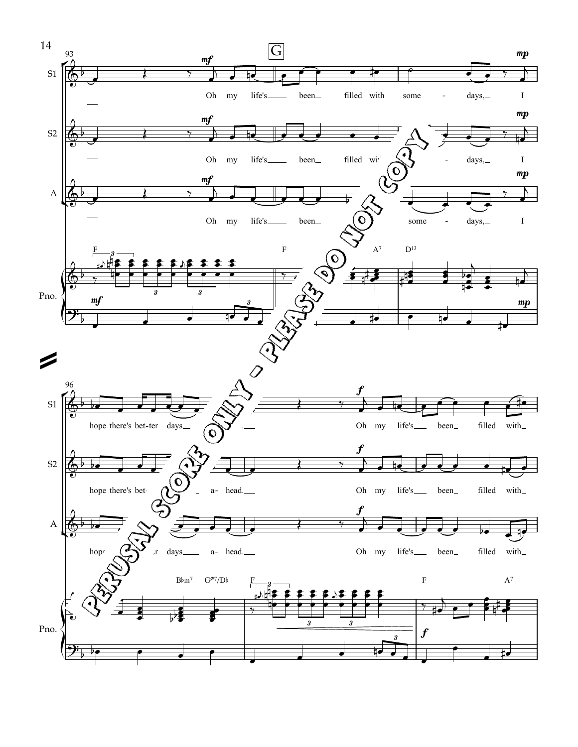**G**

S1: Oh my life's been filled with some - days, I hope there's bet-ter days ... Oh my life's been filled with

S2: Oh my life's been filled wi- ... - days, I hope there's bet- ... a- head. Oh my life's been filled with

A: Oh my life's been ... some - days, I hop- ...r days a- head. Oh my life's been filled with

Pno.: F | F A⁷ D¹³ | B♭m⁷ G^ø7/D♭ | F | F A⁷

PERUSAL SCORE ONLY - PLEASE DO NOT COPY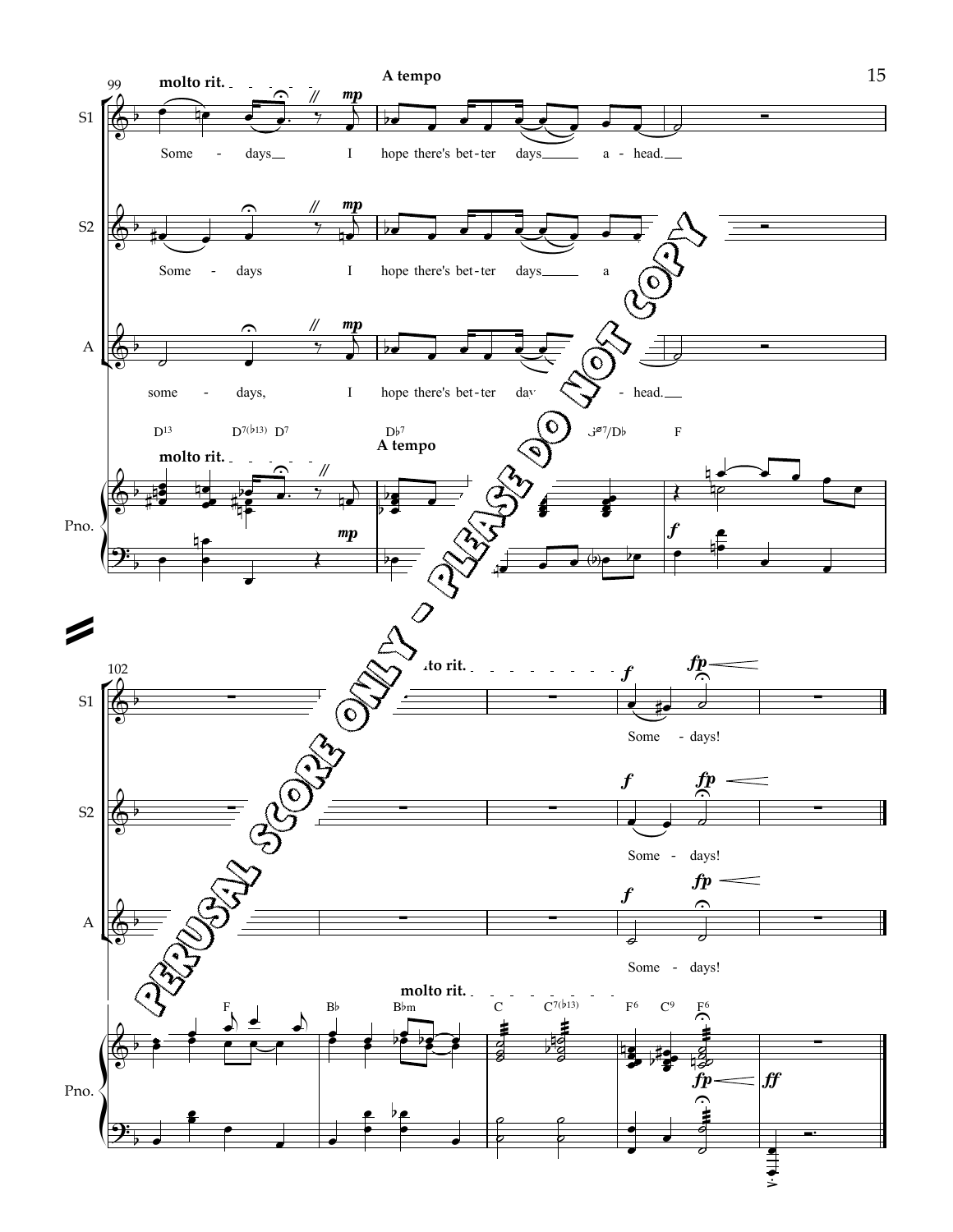molto rit.

A tempo

S1

Some - days I hope there's bet-ter days a - head.

S2

Some - days I hope there's bet-ter days a

A

some - days, I hope there's bet-ter days a - head.

D13 D7(♭13) D7 D♭7 G⌀7/D♭ F

Pno.

PERUSAL SCORE ONLY - PLEASE DO NOT COPY

molto rit.

S1

Some - days!

S2

Some - days!

A

Some - days!

F B♭ B♭m C C7(♭13) F6 C9 F6

Pno.